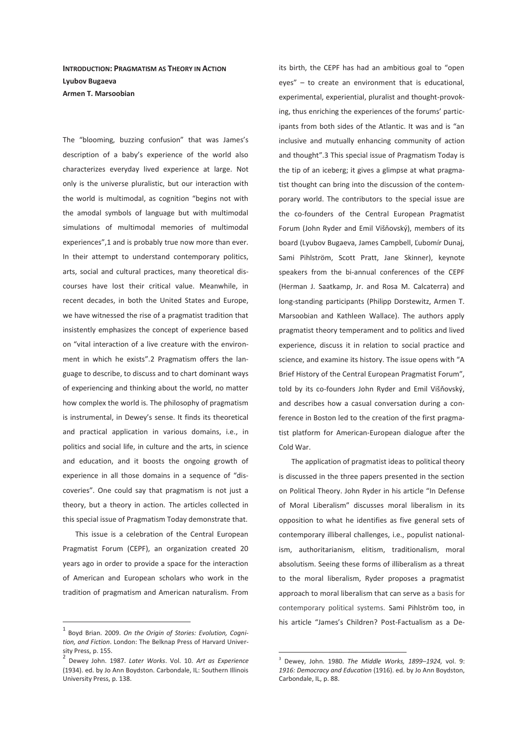## Introduction: Pragmatism as Theory in Action

**Lyubov Bugaeva**

**Armen T. Marsoobian**

The "blooming, buzzing confusion" that was James's description of a baby's experience of the world also characterizes everyday lived experience at large. Not only is the universe pluralistic, but our interaction with the world is multimodal, as cognition "begins not with the amodal symbols of language but with multimodal simulations of multimodal memories of multimodal experiences",[1] and is probably true now more than ever. In their attempt to understand contemporary politics, arts, social and cultural practices, many theoretical discourses have lost their critical value. Meanwhile, in recent decades, in both the United States and Europe, we have witnessed the rise of a pragmatist tradition that insistently emphasizes the concept of experience based on "vital interaction of a live creature with the environment in which he exists".[2] Pragmatism offers the language to describe, to discuss and to chart dominant ways of experiencing and thinking about the world, no matter how complex the world is. The philosophy of pragmatism is instrumental, in Dewey's sense. It finds its theoretical and practical application in various domains, i.e., in politics and social life, in culture and the arts, in science and education, and it boosts the ongoing growth of experience in all those domains in a sequence of "discoveries". One could say that pragmatism is not just a theory, but a theory in action. The articles collected in this special issue of Pragmatism Today demonstrate that.

This issue is a celebration of the Central European Pragmatist Forum (CEPF), an organization created 20 years ago in order to provide a space for the interaction of American and European scholars who work in the tradition of pragmatism and American naturalism. From its birth, the CEPF has had an ambitious goal to "open eyes" – to create an environment that is educational, experimental, experiential, pluralist and thought-provoking, thus enriching the experiences of the forums' participants from both sides of the Atlantic. It was and is "an inclusive and mutually enhancing community of action and thought".[3] This special issue of Pragmatism Today is the tip of an iceberg; it gives a glimpse at what pragmatist thought can bring into the discussion of the contemporary world. The contributors to the special issue are the co-founders of the Central European Pragmatist Forum (John Ryder and Emil Višňovský), members of its board (Lyubov Bugaeva, James Campbell, Ľubomír Dunaj, Sami Pihlström, Scott Pratt, Jane Skinner), keynote speakers from the bi-annual conferences of the CEPF (Herman J. Saatkamp, Jr. and Rosa M. Calcaterra) and long-standing participants (Philipp Dorstewitz, Armen T. Marsoobian and Kathleen Wallace). The authors apply pragmatist theory temperament and to politics and lived experience, discuss it in relation to social practice and science, and examine its history. The issue opens with "A Brief History of the Central European Pragmatist Forum", told by its co-founders John Ryder and Emil Višňovský, and describes how a casual conversation during a conference in Boston led to the creation of the first pragmatist platform for American-European dialogue after the Cold War.

The application of pragmatist ideas to political theory is discussed in the three papers presented in the section on Political Theory. John Ryder in his article "In Defense of Moral Liberalism" discusses moral liberalism in its opposition to what he identifies as five general sets of contemporary illiberal challenges, i.e., populist nationalism, authoritarianism, elitism, traditionalism, moral absolutism. Seeing these forms of illiberalism as a threat to the moral liberalism, Ryder proposes a pragmatist approach to moral liberalism that can serve as a basis for contemporary political systems. Sami Pihlström too, in his article "James's Children? Post-Factualism as a De-

---

[1] Boyd Brian. 2009. *On the Origin of Stories: Evolution, Cognition, and Fiction*. London: The Belknap Press of Harvard University Press, p. 155.

[2] Dewey John. 1987. *Later Works*. Vol. 10. *Art as Experience* (1934). ed. by Jo Ann Boydston. Carbondale, IL: Southern Illinois University Press, p. 138.

[3] Dewey, John. 1980. *The Middle Works, 1899–1924,* vol. 9: *1916: Democracy and Education* (1916). ed. by Jo Ann Boydston, Carbondale, IL, p. 88.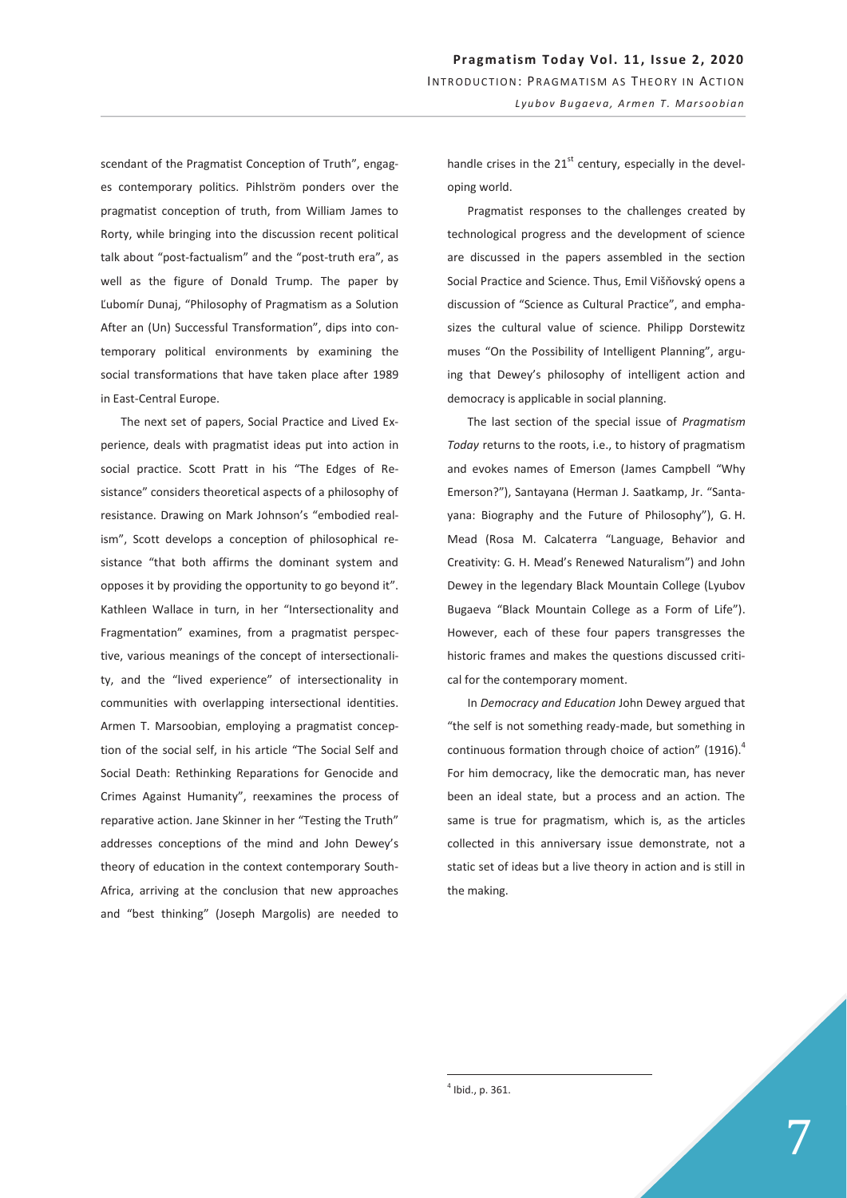scendant of the Pragmatist Conception of Truth", engages contemporary politics. Pihlström ponders over the pragmatist conception of truth, from William James to Rorty, while bringing into the discussion recent political talk about "post-factualism" and the "post-truth era", as well as the figure of Donald Trump. The paper by Ľubomír Dunaj, "Philosophy of Pragmatism as a Solution After an (Un) Successful Transformation", dips into contemporary political environments by examining the social transformations that have taken place after 1989 in East-Central Europe.

The next set of papers, Social Practice and Lived Experience, deals with pragmatist ideas put into action in social practice. Scott Pratt in his "The Edges of Resistance" considers theoretical aspects of a philosophy of resistance. Drawing on Mark Johnson's "embodied realism", Scott develops a conception of philosophical resistance "that both affirms the dominant system and opposes it by providing the opportunity to go beyond it". Kathleen Wallace in turn, in her "Intersectionality and Fragmentation" examines, from a pragmatist perspective, various meanings of the concept of intersectionality, and the "lived experience" of intersectionality in communities with overlapping intersectional identities. Armen T. Marsoobian, employing a pragmatist conception of the social self, in his article "The Social Self and Social Death: Rethinking Reparations for Genocide and Crimes Against Humanity", reexamines the process of reparative action. Jane Skinner in her "Testing the Truth" addresses conceptions of the mind and John Dewey's theory of education in the context contemporary South-Africa, arriving at the conclusion that new approaches and "best thinking" (Joseph Margolis) are needed to handle crises in the 21st century, especially in the developing world.

Pragmatist responses to the challenges created by technological progress and the development of science are discussed in the papers assembled in the section Social Practice and Science. Thus, Emil Višňovský opens a discussion of "Science as Cultural Practice", and emphasizes the cultural value of science. Philipp Dorstewitz muses "On the Possibility of Intelligent Planning", arguing that Dewey's philosophy of intelligent action and democracy is applicable in social planning.

The last section of the special issue of *Pragmatism Today* returns to the roots, i.e., to history of pragmatism and evokes names of Emerson (James Campbell "Why Emerson?"), Santayana (Herman J. Saatkamp, Jr. "Santayana: Biography and the Future of Philosophy"), G. H. Mead (Rosa M. Calcaterra "Language, Behavior and Creativity: G. H. Mead's Renewed Naturalism") and John Dewey in the legendary Black Mountain College (Lyubov Bugaeva "Black Mountain College as a Form of Life"). However, each of these four papers transgresses the historic frames and makes the questions discussed critical for the contemporary moment.

In *Democracy and Education* John Dewey argued that "the self is not something ready-made, but something in continuous formation through choice of action" (1916).[4] For him democracy, like the democratic man, has never been an ideal state, but a process and an action. The same is true for pragmatism, which is, as the articles collected in this anniversary issue demonstrate, not a static set of ideas but a live theory in action and is still in the making.

[4] Ibid., p. 361.